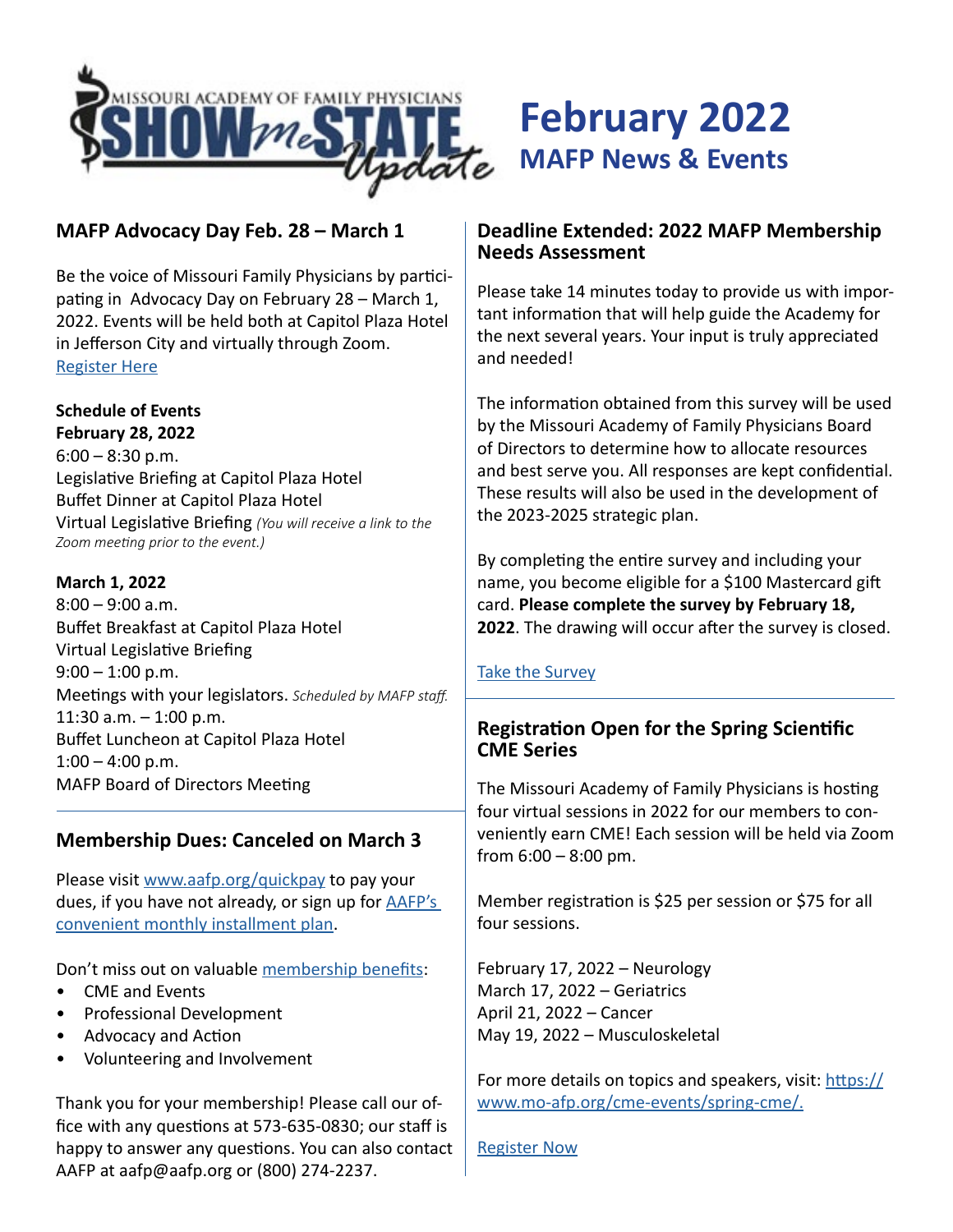# February 2022

## MAFP News & Events

## MAFP Advocacy Day Feb. 28 – March 1

Be the voice of Missouri Family Physicians by participating in Advocacy Day on February 28 – March 1, 2022. Events will be held both at Capitol Plaza Hotel in Jefferson City and virtually through Zoom.
[Register Here]

**Schedule of Events**
**February 28, 2022**
6:00 – 8:30 p.m.
Legislative Briefing at Capitol Plaza Hotel
Buffet Dinner at Capitol Plaza Hotel
Virtual Legislative Briefing *(You will receive a link to the Zoom meeting prior to the event.)*

**March 1, 2022**
8:00 – 9:00 a.m.
Buffet Breakfast at Capitol Plaza Hotel
Virtual Legislative Briefing
9:00 – 1:00 p.m.
Meetings with your legislators. *Scheduled by MAFP staff.*
11:30 a.m. – 1:00 p.m.
Buffet Luncheon at Capitol Plaza Hotel
1:00 – 4:00 p.m.
MAFP Board of Directors Meeting

## Membership Dues: Canceled on March 3

Please visit www.aafp.org/quickpay to pay your dues, if you have not already, or sign up for AAFP's convenient monthly installment plan.

Don't miss out on valuable membership benefits:

- CME and Events
- Professional Development
- Advocacy and Action
- Volunteering and Involvement

Thank you for your membership! Please call our office with any questions at 573-635-0830; our staff is happy to answer any questions. You can also contact AAFP at aafp@aafp.org or (800) 274-2237.

## Deadline Extended: 2022 MAFP Membership Needs Assessment

Please take 14 minutes today to provide us with important information that will help guide the Academy for the next several years. Your input is truly appreciated and needed!

The information obtained from this survey will be used by the Missouri Academy of Family Physicians Board of Directors to determine how to allocate resources and best serve you. All responses are kept confidential. These results will also be used in the development of the 2023-2025 strategic plan.

By completing the entire survey and including your name, you become eligible for a $100 Mastercard gift card. **Please complete the survey by February 18, 2022**. The drawing will occur after the survey is closed.

[Take the Survey]

## Registration Open for the Spring Scientific CME Series

The Missouri Academy of Family Physicians is hosting four virtual sessions in 2022 for our members to conveniently earn CME! Each session will be held via Zoom from 6:00 – 8:00 pm.

Member registration is $25 per session or $75 for all four sessions.

February 17, 2022 – Neurology
March 17, 2022 – Geriatrics
April 21, 2022 – Cancer
May 19, 2022 – Musculoskeletal

For more details on topics and speakers, visit: https://www.mo-afp.org/cme-events/spring-cme/.

[Register Now]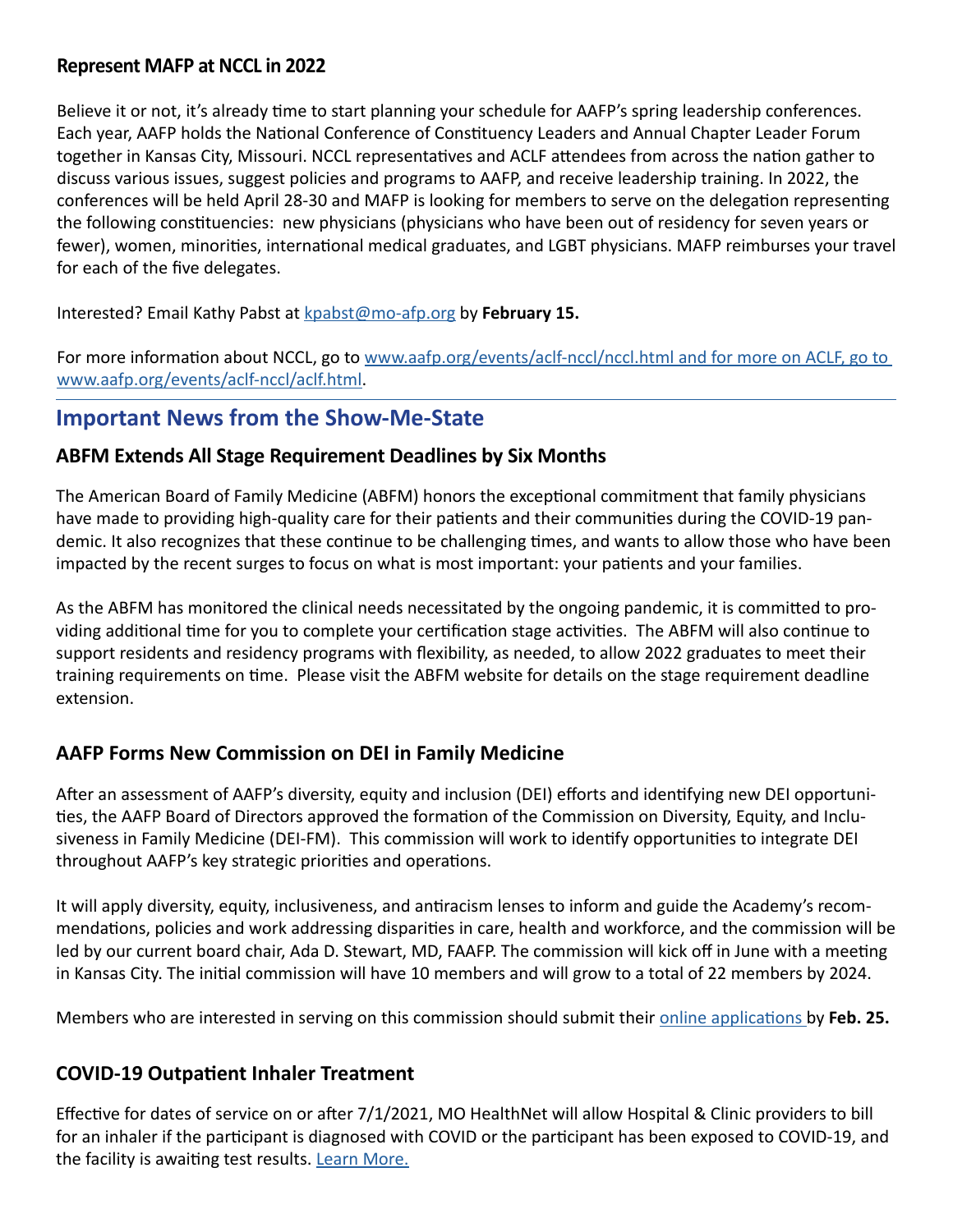### Represent MAFP at NCCL in 2022

Believe it or not, it's already time to start planning your schedule for AAFP's spring leadership conferences. Each year, AAFP holds the National Conference of Constituency Leaders and Annual Chapter Leader Forum together in Kansas City, Missouri. NCCL representatives and ACLF attendees from across the nation gather to discuss various issues, suggest policies and programs to AAFP, and receive leadership training. In 2022, the conferences will be held April 28-30 and MAFP is looking for members to serve on the delegation representing the following constituencies: new physicians (physicians who have been out of residency for seven years or fewer), women, minorities, international medical graduates, and LGBT physicians. MAFP reimburses your travel for each of the five delegates.

Interested? Email Kathy Pabst at kpabst@mo-afp.org by **February 15.**

For more information about NCCL, go to www.aafp.org/events/aclf-nccl/nccl.html and for more on ACLF, go to www.aafp.org/events/aclf-nccl/aclf.html.

## Important News from the Show-Me-State

### ABFM Extends All Stage Requirement Deadlines by Six Months

The American Board of Family Medicine (ABFM) honors the exceptional commitment that family physicians have made to providing high-quality care for their patients and their communities during the COVID-19 pandemic. It also recognizes that these continue to be challenging times, and wants to allow those who have been impacted by the recent surges to focus on what is most important: your patients and your families.

As the ABFM has monitored the clinical needs necessitated by the ongoing pandemic, it is committed to providing additional time for you to complete your certification stage activities. The ABFM will also continue to support residents and residency programs with flexibility, as needed, to allow 2022 graduates to meet their training requirements on time. Please visit the ABFM website for details on the stage requirement deadline extension.

### AAFP Forms New Commission on DEI in Family Medicine

After an assessment of AAFP's diversity, equity and inclusion (DEI) efforts and identifying new DEI opportunities, the AAFP Board of Directors approved the formation of the Commission on Diversity, Equity, and Inclusiveness in Family Medicine (DEI-FM). This commission will work to identify opportunities to integrate DEI throughout AAFP's key strategic priorities and operations.

It will apply diversity, equity, inclusiveness, and antiracism lenses to inform and guide the Academy's recommendations, policies and work addressing disparities in care, health and workforce, and the commission will be led by our current board chair, Ada D. Stewart, MD, FAAFP. The commission will kick off in June with a meeting in Kansas City. The initial commission will have 10 members and will grow to a total of 22 members by 2024.

Members who are interested in serving on this commission should submit their online applications by **Feb. 25.**

### COVID-19 Outpatient Inhaler Treatment

Effective for dates of service on or after 7/1/2021, MO HealthNet will allow Hospital & Clinic providers to bill for an inhaler if the participant is diagnosed with COVID or the participant has been exposed to COVID-19, and the facility is awaiting test results. Learn More.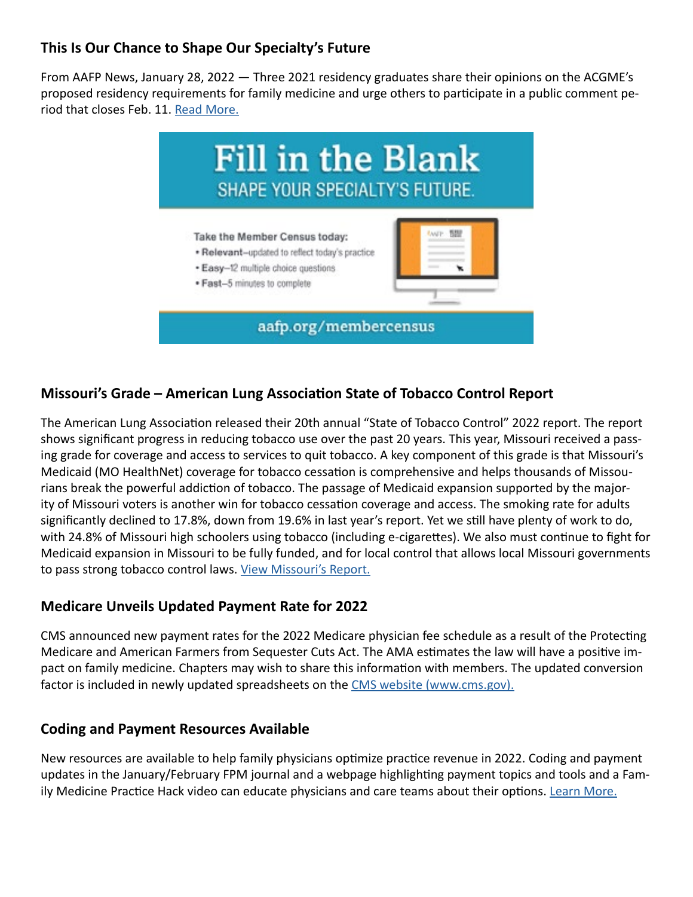### This Is Our Chance to Shape Our Specialty's Future

From AAFP News, January 28, 2022 — Three 2021 residency graduates share their opinions on the ACGME's proposed residency requirements for family medicine and urge others to participate in a public comment period that closes Feb. 11. Read More.

Fill in the Blank

SHAPE YOUR SPECIALTY'S FUTURE.

Take the Member Census today:

- **Relevant**–updated to reflect today's practice
- **Easy**–12 multiple choice questions
- **Fast**–5 minutes to complete

aafp.org/membercensus

### Missouri's Grade – American Lung Association State of Tobacco Control Report

The American Lung Association released their 20th annual "State of Tobacco Control" 2022 report. The report shows significant progress in reducing tobacco use over the past 20 years. This year, Missouri received a passing grade for coverage and access to services to quit tobacco. A key component of this grade is that Missouri's Medicaid (MO HealthNet) coverage for tobacco cessation is comprehensive and helps thousands of Missourians break the powerful addiction of tobacco. The passage of Medicaid expansion supported by the majority of Missouri voters is another win for tobacco cessation coverage and access. The smoking rate for adults significantly declined to 17.8%, down from 19.6% in last year's report. Yet we still have plenty of work to do, with 24.8% of Missouri high schoolers using tobacco (including e-cigarettes). We also must continue to fight for Medicaid expansion in Missouri to be fully funded, and for local control that allows local Missouri governments to pass strong tobacco control laws. View Missouri's Report.

### Medicare Unveils Updated Payment Rate for 2022

CMS announced new payment rates for the 2022 Medicare physician fee schedule as a result of the Protecting Medicare and American Farmers from Sequester Cuts Act. The AMA estimates the law will have a positive impact on family medicine. Chapters may wish to share this information with members. The updated conversion factor is included in newly updated spreadsheets on the CMS website (www.cms.gov).

### Coding and Payment Resources Available

New resources are available to help family physicians optimize practice revenue in 2022. Coding and payment updates in the January/February FPM journal and a webpage highlighting payment topics and tools and a Family Medicine Practice Hack video can educate physicians and care teams about their options. Learn More.